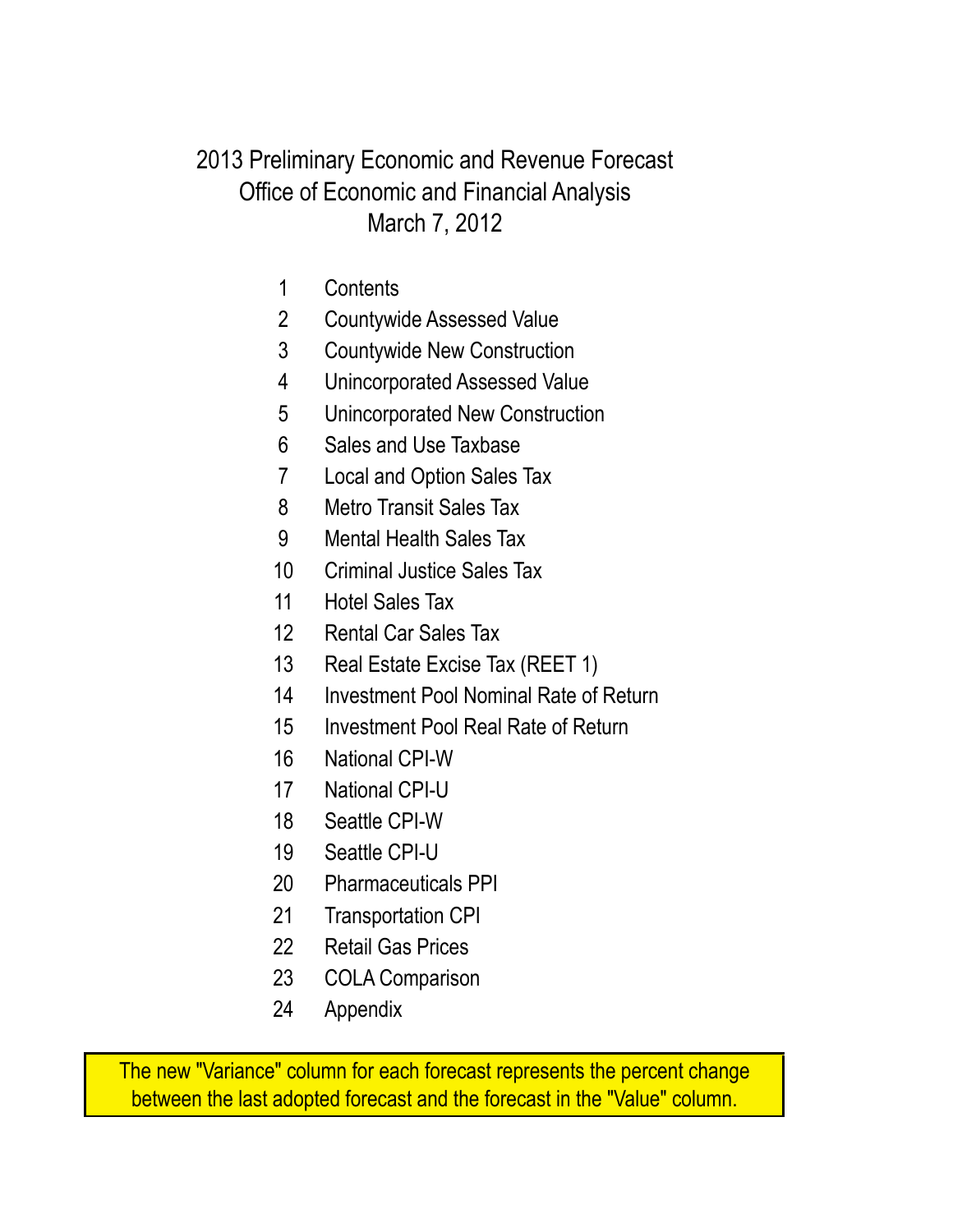# 2013 Preliminary Economic and Revenue Forecast
## Office of Economic and Financial Analysis
### March 7, 2012

1. Contents
2. Countywide Assessed Value
3. Countywide New Construction
4. Unincorporated Assessed Value
5. Unincorporated New Construction
6. Sales and Use Taxbase
7. Local and Option Sales Tax
8. Metro Transit Sales Tax
9. Mental Health Sales Tax
10. Criminal Justice Sales Tax
11. Hotel Sales Tax
12. Rental Car Sales Tax
13. Real Estate Excise Tax (REET 1)
14. Investment Pool Nominal Rate of Return
15. Investment Pool Real Rate of Return
16. National CPI-W
17. National CPI-U
18. Seattle CPI-W
19. Seattle CPI-U
20. Pharmaceuticals PPI
21. Transportation CPI
22. Retail Gas Prices
23. COLA Comparison
24. Appendix

The new "Variance" column for each forecast represents the percent change between the last adopted forecast and the forecast in the "Value" column.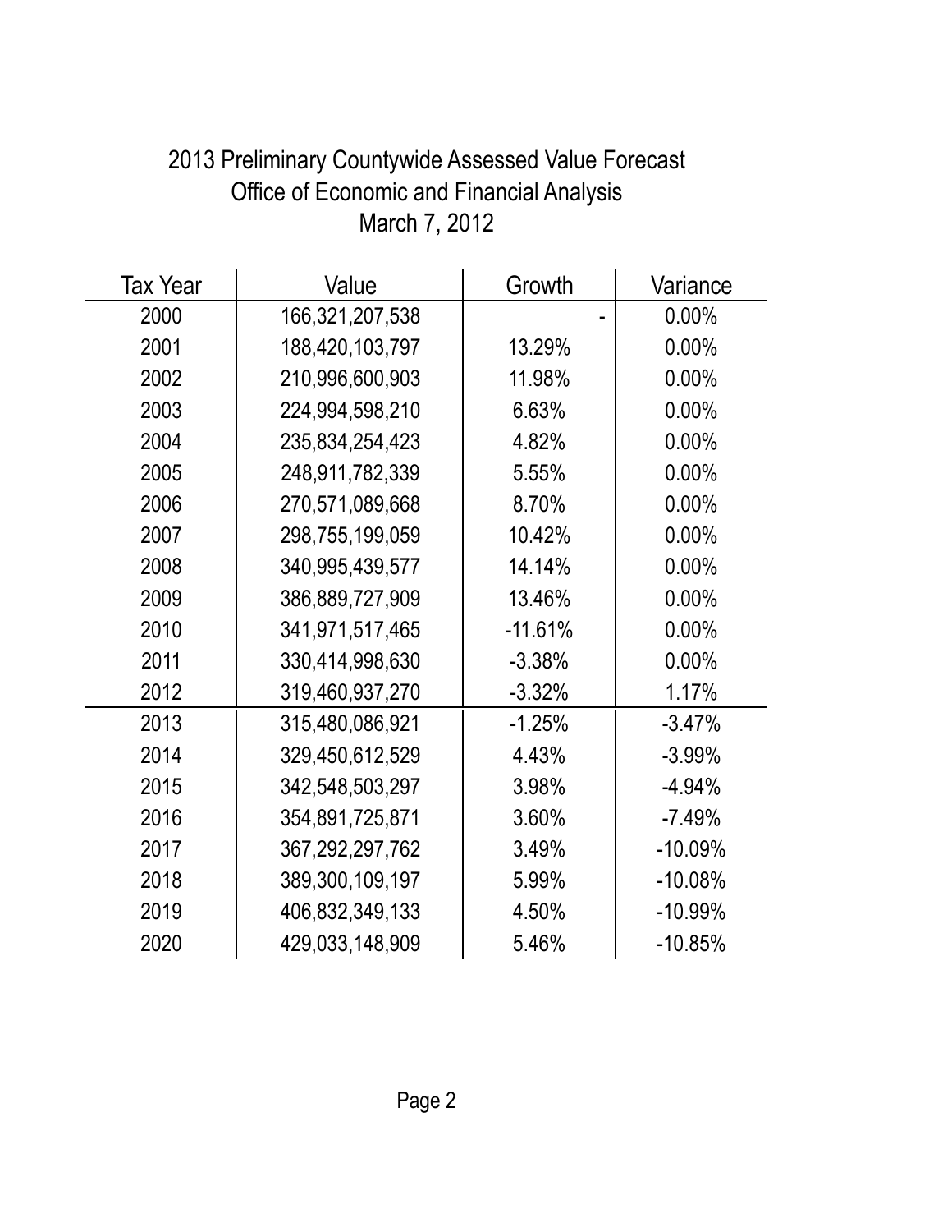# 2013 Preliminary Countywide Assessed Value Forecast

## Office of Economic and Financial Analysis

## March 7, 2012

| Tax Year | Value | Growth | Variance |
|---|---|---|---|
| 2000 | 166,321,207,538 | - | 0.00% |
| 2001 | 188,420,103,797 | 13.29% | 0.00% |
| 2002 | 210,996,600,903 | 11.98% | 0.00% |
| 2003 | 224,994,598,210 | 6.63% | 0.00% |
| 2004 | 235,834,254,423 | 4.82% | 0.00% |
| 2005 | 248,911,782,339 | 5.55% | 0.00% |
| 2006 | 270,571,089,668 | 8.70% | 0.00% |
| 2007 | 298,755,199,059 | 10.42% | 0.00% |
| 2008 | 340,995,439,577 | 14.14% | 0.00% |
| 2009 | 386,889,727,909 | 13.46% | 0.00% |
| 2010 | 341,971,517,465 | -11.61% | 0.00% |
| 2011 | 330,414,998,630 | -3.38% | 0.00% |
| 2012 | 319,460,937,270 | -3.32% | 1.17% |
| 2013 | 315,480,086,921 | -1.25% | -3.47% |
| 2014 | 329,450,612,529 | 4.43% | -3.99% |
| 2015 | 342,548,503,297 | 3.98% | -4.94% |
| 2016 | 354,891,725,871 | 3.60% | -7.49% |
| 2017 | 367,292,297,762 | 3.49% | -10.09% |
| 2018 | 389,300,109,197 | 5.99% | -10.08% |
| 2019 | 406,832,349,133 | 4.50% | -10.99% |
| 2020 | 429,033,148,909 | 5.46% | -10.85% |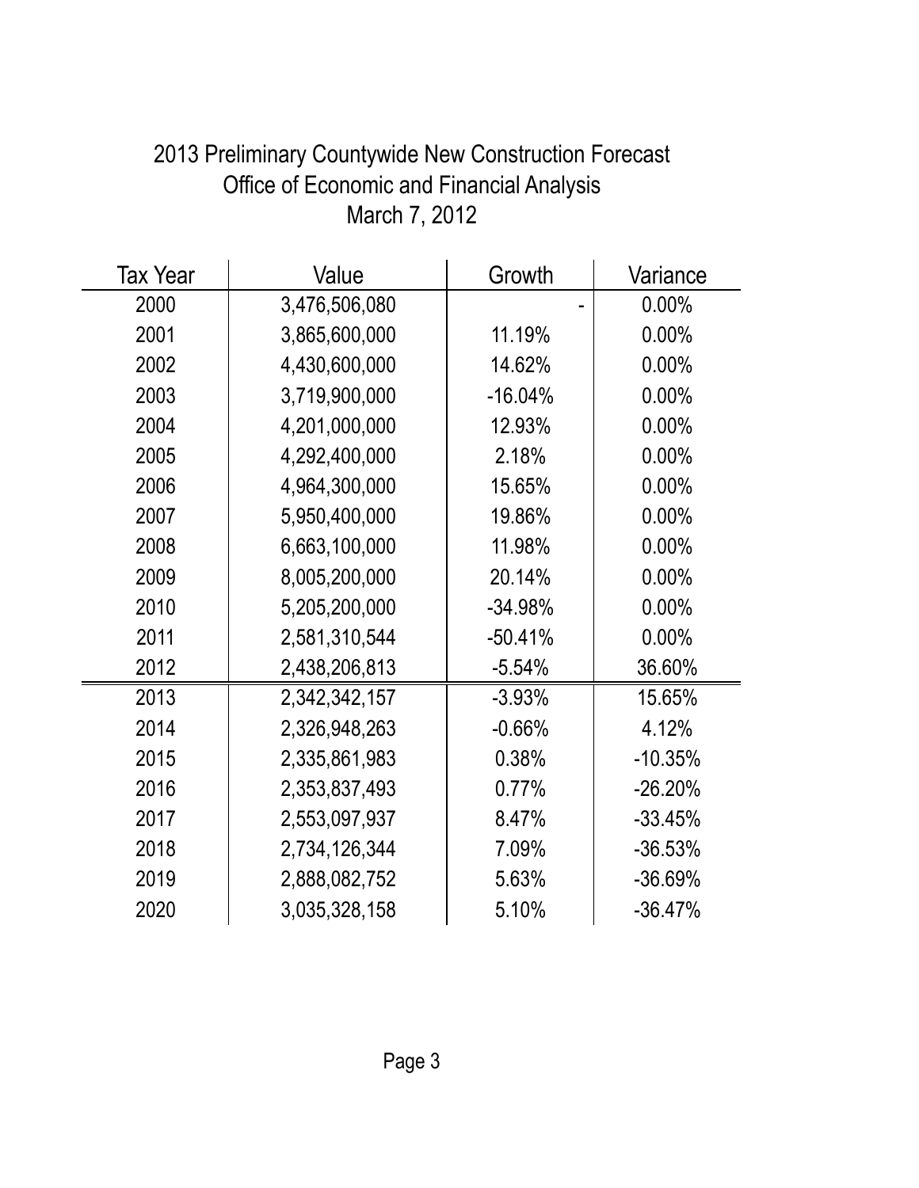# 2013 Preliminary Countywide New Construction Forecast
## Office of Economic and Financial Analysis
### March 7, 2012

| Tax Year | Value | Growth | Variance |
|---|---|---|---|
| 2000 | 3,476,506,080 | - | 0.00% |
| 2001 | 3,865,600,000 | 11.19% | 0.00% |
| 2002 | 4,430,600,000 | 14.62% | 0.00% |
| 2003 | 3,719,900,000 | -16.04% | 0.00% |
| 2004 | 4,201,000,000 | 12.93% | 0.00% |
| 2005 | 4,292,400,000 | 2.18% | 0.00% |
| 2006 | 4,964,300,000 | 15.65% | 0.00% |
| 2007 | 5,950,400,000 | 19.86% | 0.00% |
| 2008 | 6,663,100,000 | 11.98% | 0.00% |
| 2009 | 8,005,200,000 | 20.14% | 0.00% |
| 2010 | 5,205,200,000 | -34.98% | 0.00% |
| 2011 | 2,581,310,544 | -50.41% | 0.00% |
| 2012 | 2,438,206,813 | -5.54% | 36.60% |
| 2013 | 2,342,342,157 | -3.93% | 15.65% |
| 2014 | 2,326,948,263 | -0.66% | 4.12% |
| 2015 | 2,335,861,983 | 0.38% | -10.35% |
| 2016 | 2,353,837,493 | 0.77% | -26.20% |
| 2017 | 2,553,097,937 | 8.47% | -33.45% |
| 2018 | 2,734,126,344 | 7.09% | -36.53% |
| 2019 | 2,888,082,752 | 5.63% | -36.69% |
| 2020 | 3,035,328,158 | 5.10% | -36.47% |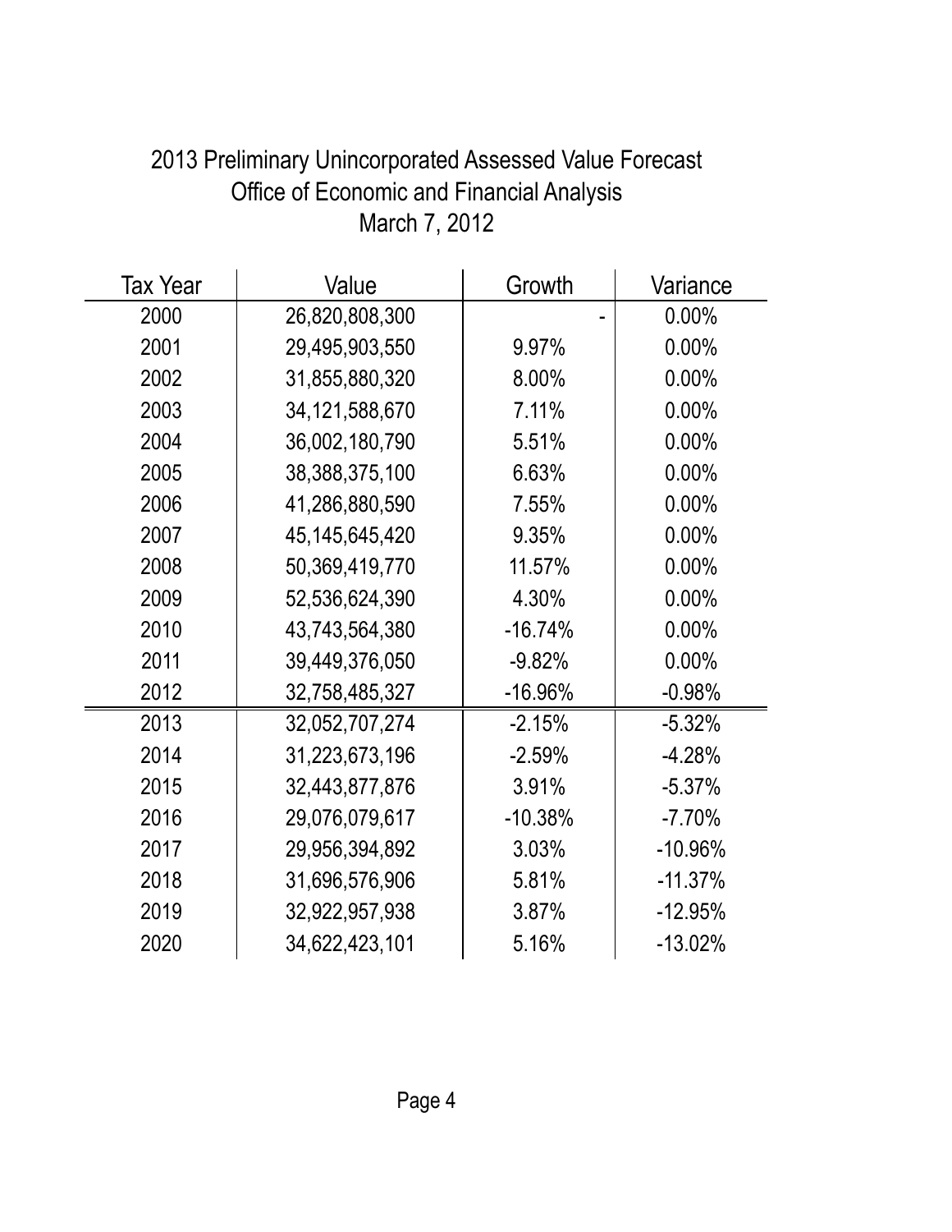# 2013 Preliminary Unincorporated Assessed Value Forecast

## Office of Economic and Financial Analysis

## March 7, 2012

| Tax Year | Value | Growth | Variance |
|---|---|---|---|
| 2000 | 26,820,808,300 | - | 0.00% |
| 2001 | 29,495,903,550 | 9.97% | 0.00% |
| 2002 | 31,855,880,320 | 8.00% | 0.00% |
| 2003 | 34,121,588,670 | 7.11% | 0.00% |
| 2004 | 36,002,180,790 | 5.51% | 0.00% |
| 2005 | 38,388,375,100 | 6.63% | 0.00% |
| 2006 | 41,286,880,590 | 7.55% | 0.00% |
| 2007 | 45,145,645,420 | 9.35% | 0.00% |
| 2008 | 50,369,419,770 | 11.57% | 0.00% |
| 2009 | 52,536,624,390 | 4.30% | 0.00% |
| 2010 | 43,743,564,380 | -16.74% | 0.00% |
| 2011 | 39,449,376,050 | -9.82% | 0.00% |
| 2012 | 32,758,485,327 | -16.96% | -0.98% |
| 2013 | 32,052,707,274 | -2.15% | -5.32% |
| 2014 | 31,223,673,196 | -2.59% | -4.28% |
| 2015 | 32,443,877,876 | 3.91% | -5.37% |
| 2016 | 29,076,079,617 | -10.38% | -7.70% |
| 2017 | 29,956,394,892 | 3.03% | -10.96% |
| 2018 | 31,696,576,906 | 5.81% | -11.37% |
| 2019 | 32,922,957,938 | 3.87% | -12.95% |
| 2020 | 34,622,423,101 | 5.16% | -13.02% |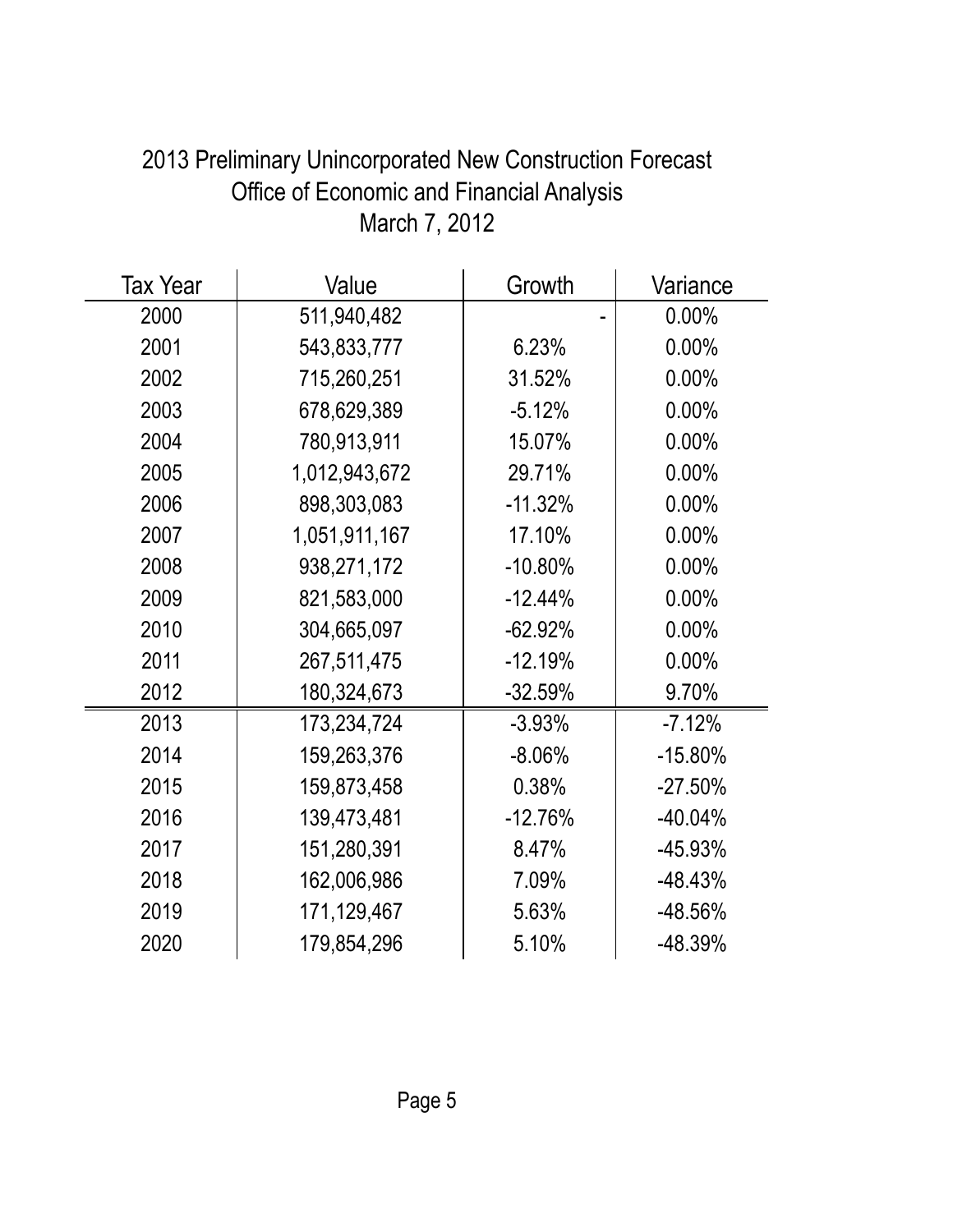# 2013 Preliminary Unincorporated New Construction Forecast

## Office of Economic and Financial Analysis

## March 7, 2012

| Tax Year | Value | Growth | Variance |
|---|---|---|---|
| 2000 | 511,940,482 | - | 0.00% |
| 2001 | 543,833,777 | 6.23% | 0.00% |
| 2002 | 715,260,251 | 31.52% | 0.00% |
| 2003 | 678,629,389 | -5.12% | 0.00% |
| 2004 | 780,913,911 | 15.07% | 0.00% |
| 2005 | 1,012,943,672 | 29.71% | 0.00% |
| 2006 | 898,303,083 | -11.32% | 0.00% |
| 2007 | 1,051,911,167 | 17.10% | 0.00% |
| 2008 | 938,271,172 | -10.80% | 0.00% |
| 2009 | 821,583,000 | -12.44% | 0.00% |
| 2010 | 304,665,097 | -62.92% | 0.00% |
| 2011 | 267,511,475 | -12.19% | 0.00% |
| 2012 | 180,324,673 | -32.59% | 9.70% |
| 2013 | 173,234,724 | -3.93% | -7.12% |
| 2014 | 159,263,376 | -8.06% | -15.80% |
| 2015 | 159,873,458 | 0.38% | -27.50% |
| 2016 | 139,473,481 | -12.76% | -40.04% |
| 2017 | 151,280,391 | 8.47% | -45.93% |
| 2018 | 162,006,986 | 7.09% | -48.43% |
| 2019 | 171,129,467 | 5.63% | -48.56% |
| 2020 | 179,854,296 | 5.10% | -48.39% |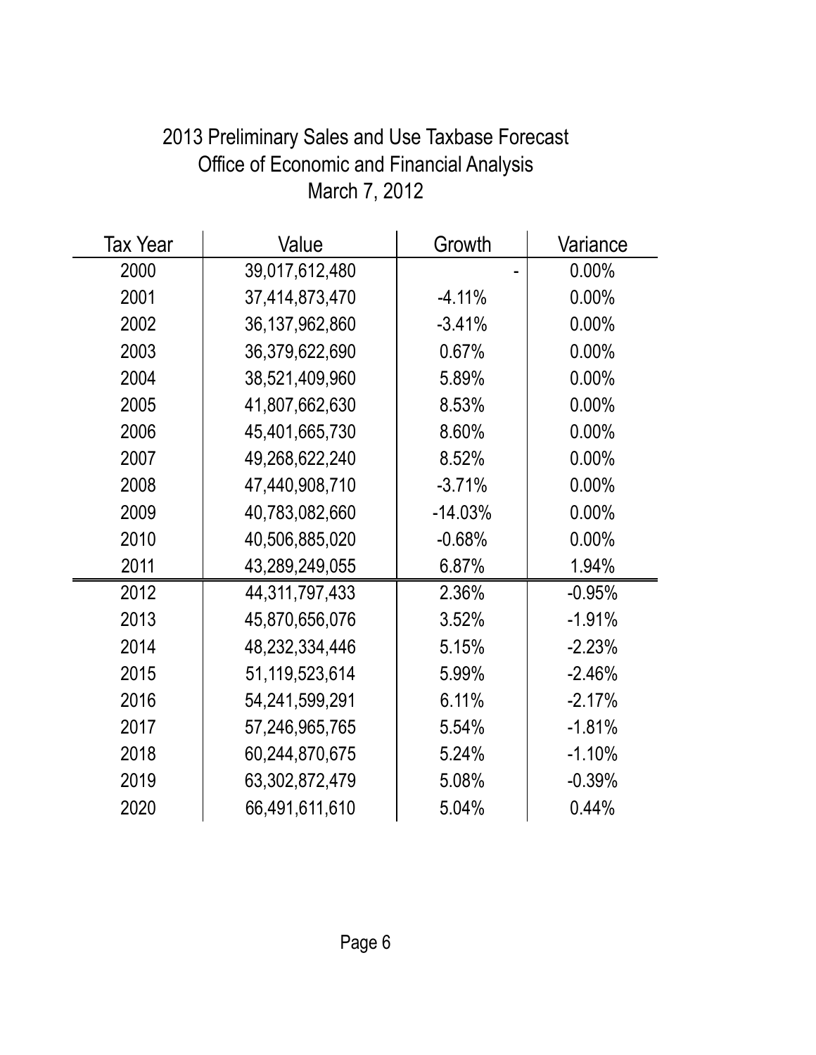# 2013 Preliminary Sales and Use Taxbase Forecast
## Office of Economic and Financial Analysis
## March 7, 2012

| Tax Year | Value | Growth | Variance |
|---|---|---|---|
| 2000 | 39,017,612,480 | - | 0.00% |
| 2001 | 37,414,873,470 | -4.11% | 0.00% |
| 2002 | 36,137,962,860 | -3.41% | 0.00% |
| 2003 | 36,379,622,690 | 0.67% | 0.00% |
| 2004 | 38,521,409,960 | 5.89% | 0.00% |
| 2005 | 41,807,662,630 | 8.53% | 0.00% |
| 2006 | 45,401,665,730 | 8.60% | 0.00% |
| 2007 | 49,268,622,240 | 8.52% | 0.00% |
| 2008 | 47,440,908,710 | -3.71% | 0.00% |
| 2009 | 40,783,082,660 | -14.03% | 0.00% |
| 2010 | 40,506,885,020 | -0.68% | 0.00% |
| 2011 | 43,289,249,055 | 6.87% | 1.94% |
| 2012 | 44,311,797,433 | 2.36% | -0.95% |
| 2013 | 45,870,656,076 | 3.52% | -1.91% |
| 2014 | 48,232,334,446 | 5.15% | -2.23% |
| 2015 | 51,119,523,614 | 5.99% | -2.46% |
| 2016 | 54,241,599,291 | 6.11% | -2.17% |
| 2017 | 57,246,965,765 | 5.54% | -1.81% |
| 2018 | 60,244,870,675 | 5.24% | -1.10% |
| 2019 | 63,302,872,479 | 5.08% | -0.39% |
| 2020 | 66,491,611,610 | 5.04% | 0.44% |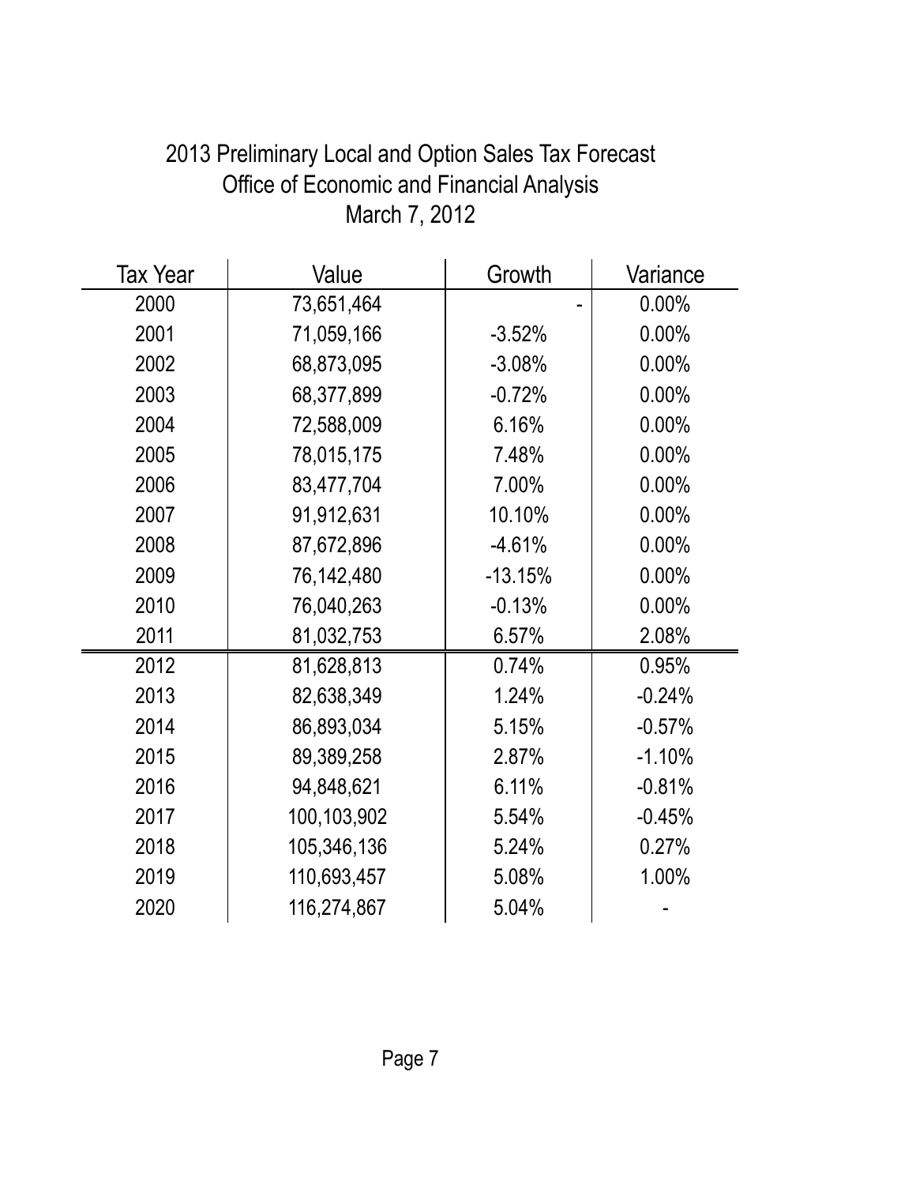# 2013 Preliminary Local and Option Sales Tax Forecast

## Office of Economic and Financial Analysis

## March 7, 2012

| Tax Year | Value | Growth | Variance |
|---|---|---|---|
| 2000 | 73,651,464 | - | 0.00% |
| 2001 | 71,059,166 | -3.52% | 0.00% |
| 2002 | 68,873,095 | -3.08% | 0.00% |
| 2003 | 68,377,899 | -0.72% | 0.00% |
| 2004 | 72,588,009 | 6.16% | 0.00% |
| 2005 | 78,015,175 | 7.48% | 0.00% |
| 2006 | 83,477,704 | 7.00% | 0.00% |
| 2007 | 91,912,631 | 10.10% | 0.00% |
| 2008 | 87,672,896 | -4.61% | 0.00% |
| 2009 | 76,142,480 | -13.15% | 0.00% |
| 2010 | 76,040,263 | -0.13% | 0.00% |
| 2011 | 81,032,753 | 6.57% | 2.08% |
| 2012 | 81,628,813 | 0.74% | 0.95% |
| 2013 | 82,638,349 | 1.24% | -0.24% |
| 2014 | 86,893,034 | 5.15% | -0.57% |
| 2015 | 89,389,258 | 2.87% | -1.10% |
| 2016 | 94,848,621 | 6.11% | -0.81% |
| 2017 | 100,103,902 | 5.54% | -0.45% |
| 2018 | 105,346,136 | 5.24% | 0.27% |
| 2019 | 110,693,457 | 5.08% | 1.00% |
| 2020 | 116,274,867 | 5.04% | - |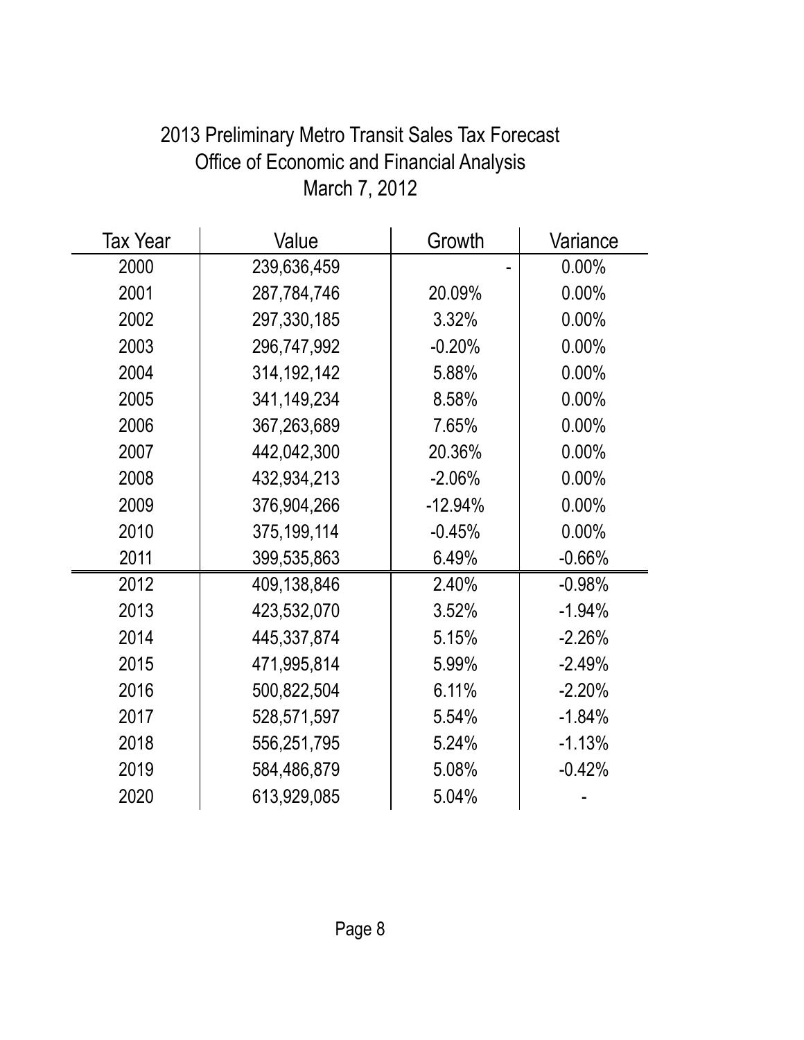# 2013 Preliminary Metro Transit Sales Tax Forecast

Office of Economic and Financial Analysis

March 7, 2012

| Tax Year | Value | Growth | Variance |
|---|---|---|---|
| 2000 | 239,636,459 | - | 0.00% |
| 2001 | 287,784,746 | 20.09% | 0.00% |
| 2002 | 297,330,185 | 3.32% | 0.00% |
| 2003 | 296,747,992 | -0.20% | 0.00% |
| 2004 | 314,192,142 | 5.88% | 0.00% |
| 2005 | 341,149,234 | 8.58% | 0.00% |
| 2006 | 367,263,689 | 7.65% | 0.00% |
| 2007 | 442,042,300 | 20.36% | 0.00% |
| 2008 | 432,934,213 | -2.06% | 0.00% |
| 2009 | 376,904,266 | -12.94% | 0.00% |
| 2010 | 375,199,114 | -0.45% | 0.00% |
| 2011 | 399,535,863 | 6.49% | -0.66% |
| 2012 | 409,138,846 | 2.40% | -0.98% |
| 2013 | 423,532,070 | 3.52% | -1.94% |
| 2014 | 445,337,874 | 5.15% | -2.26% |
| 2015 | 471,995,814 | 5.99% | -2.49% |
| 2016 | 500,822,504 | 6.11% | -2.20% |
| 2017 | 528,571,597 | 5.54% | -1.84% |
| 2018 | 556,251,795 | 5.24% | -1.13% |
| 2019 | 584,486,879 | 5.08% | -0.42% |
| 2020 | 613,929,085 | 5.04% | - |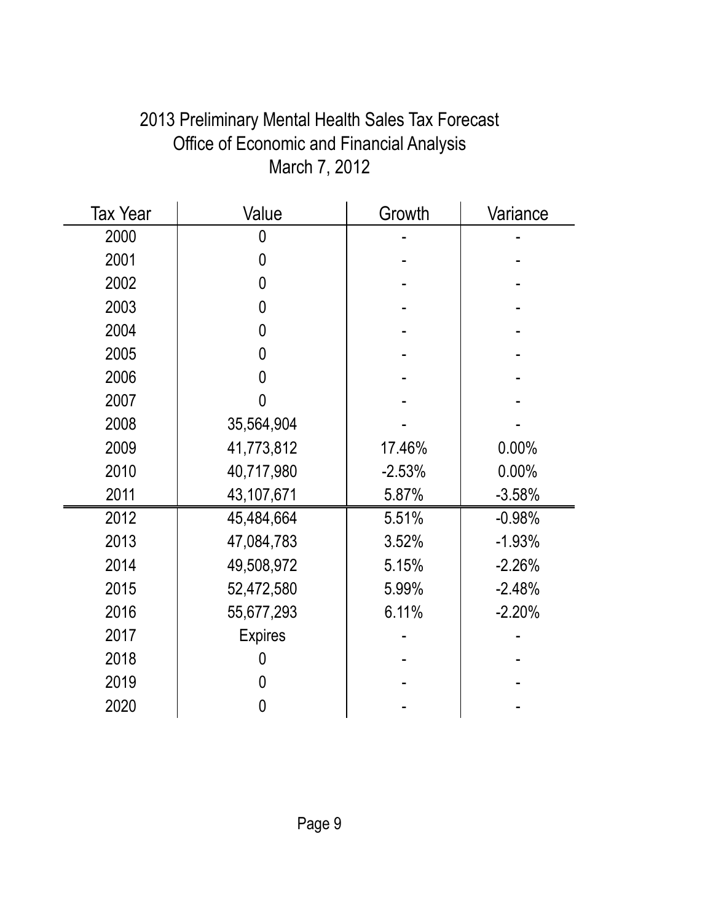# 2013 Preliminary Mental Health Sales Tax Forecast

## Office of Economic and Financial Analysis

## March 7, 2012

| Tax Year | Value | Growth | Variance |
|---|---|---|---|
| 2000 | 0 | - | - |
| 2001 | 0 | - | - |
| 2002 | 0 | - | - |
| 2003 | 0 | - | - |
| 2004 | 0 | - | - |
| 2005 | 0 | - | - |
| 2006 | 0 | - | - |
| 2007 | 0 | - | - |
| 2008 | 35,564,904 | - | - |
| 2009 | 41,773,812 | 17.46% | 0.00% |
| 2010 | 40,717,980 | -2.53% | 0.00% |
| 2011 | 43,107,671 | 5.87% | -3.58% |
| 2012 | 45,484,664 | 5.51% | -0.98% |
| 2013 | 47,084,783 | 3.52% | -1.93% |
| 2014 | 49,508,972 | 5.15% | -2.26% |
| 2015 | 52,472,580 | 5.99% | -2.48% |
| 2016 | 55,677,293 | 6.11% | -2.20% |
| 2017 | Expires | - | - |
| 2018 | 0 | - | - |
| 2019 | 0 | - | - |
| 2020 | 0 | - | - |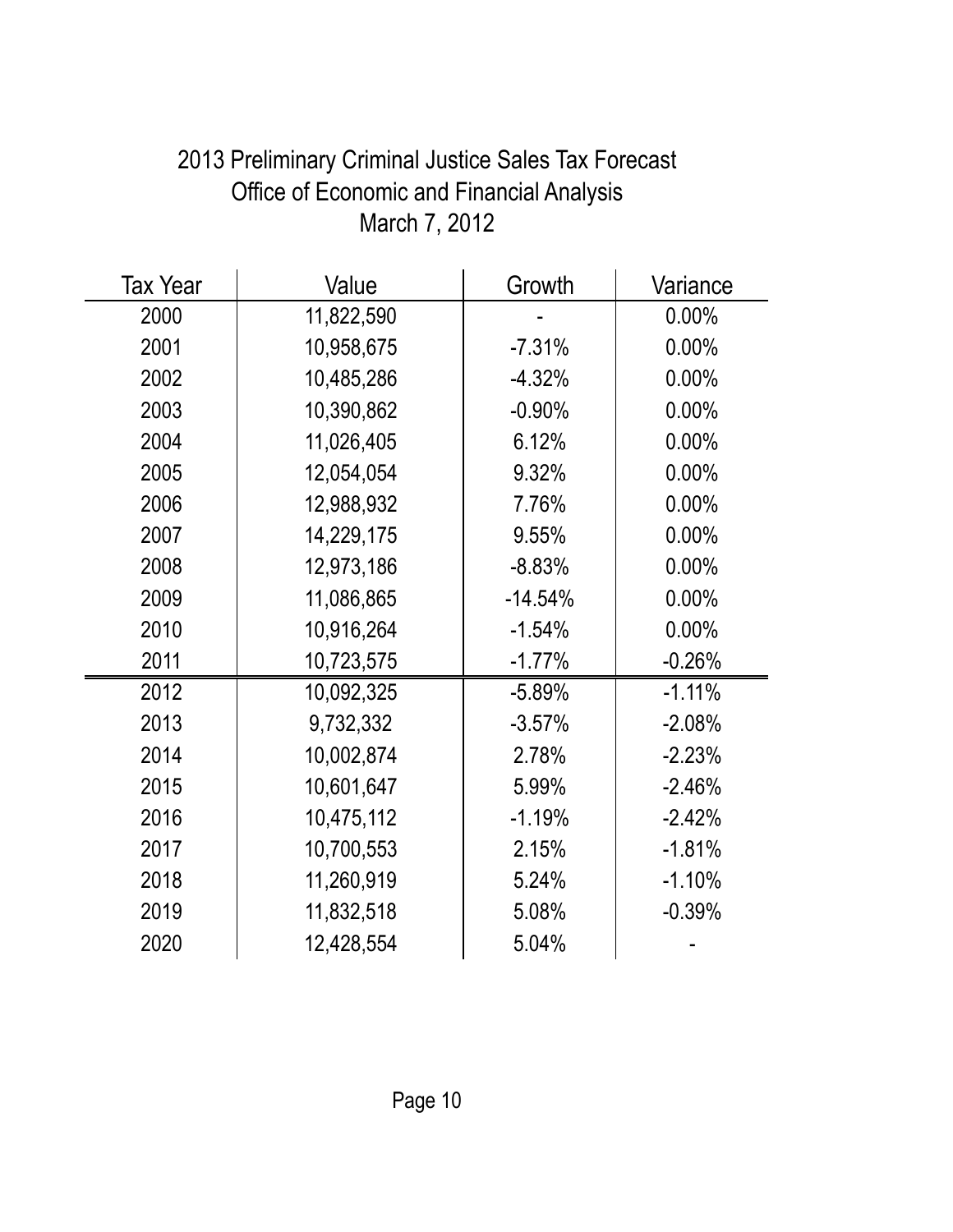# 2013 Preliminary Criminal Justice Sales Tax Forecast

## Office of Economic and Financial Analysis

## March 7, 2012

| Tax Year | Value | Growth | Variance |
|---|---|---|---|
| 2000 | 11,822,590 | - | 0.00% |
| 2001 | 10,958,675 | -7.31% | 0.00% |
| 2002 | 10,485,286 | -4.32% | 0.00% |
| 2003 | 10,390,862 | -0.90% | 0.00% |
| 2004 | 11,026,405 | 6.12% | 0.00% |
| 2005 | 12,054,054 | 9.32% | 0.00% |
| 2006 | 12,988,932 | 7.76% | 0.00% |
| 2007 | 14,229,175 | 9.55% | 0.00% |
| 2008 | 12,973,186 | -8.83% | 0.00% |
| 2009 | 11,086,865 | -14.54% | 0.00% |
| 2010 | 10,916,264 | -1.54% | 0.00% |
| 2011 | 10,723,575 | -1.77% | -0.26% |
| 2012 | 10,092,325 | -5.89% | -1.11% |
| 2013 | 9,732,332 | -3.57% | -2.08% |
| 2014 | 10,002,874 | 2.78% | -2.23% |
| 2015 | 10,601,647 | 5.99% | -2.46% |
| 2016 | 10,475,112 | -1.19% | -2.42% |
| 2017 | 10,700,553 | 2.15% | -1.81% |
| 2018 | 11,260,919 | 5.24% | -1.10% |
| 2019 | 11,832,518 | 5.08% | -0.39% |
| 2020 | 12,428,554 | 5.04% | - |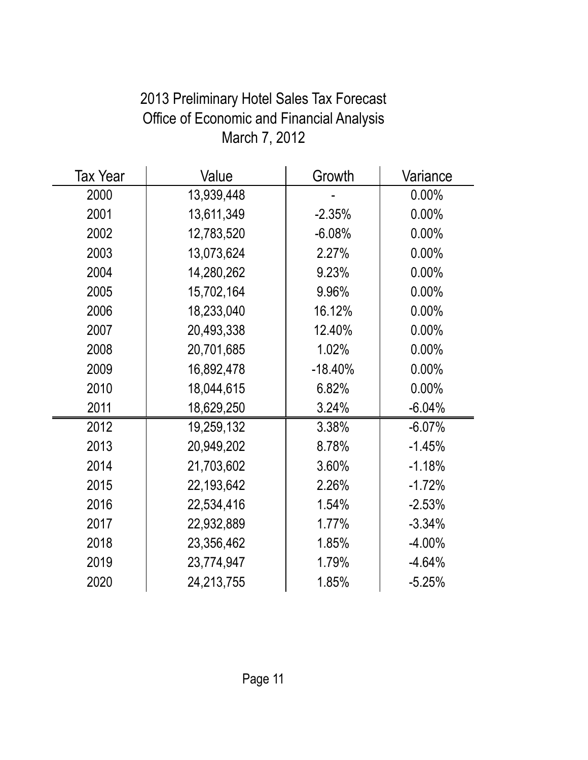# 2013 Preliminary Hotel Sales Tax Forecast
## Office of Economic and Financial Analysis
## March 7, 2012

| Tax Year | Value | Growth | Variance |
|---|---|---|---|
| 2000 | 13,939,448 | - | 0.00% |
| 2001 | 13,611,349 | -2.35% | 0.00% |
| 2002 | 12,783,520 | -6.08% | 0.00% |
| 2003 | 13,073,624 | 2.27% | 0.00% |
| 2004 | 14,280,262 | 9.23% | 0.00% |
| 2005 | 15,702,164 | 9.96% | 0.00% |
| 2006 | 18,233,040 | 16.12% | 0.00% |
| 2007 | 20,493,338 | 12.40% | 0.00% |
| 2008 | 20,701,685 | 1.02% | 0.00% |
| 2009 | 16,892,478 | -18.40% | 0.00% |
| 2010 | 18,044,615 | 6.82% | 0.00% |
| 2011 | 18,629,250 | 3.24% | -6.04% |
| 2012 | 19,259,132 | 3.38% | -6.07% |
| 2013 | 20,949,202 | 8.78% | -1.45% |
| 2014 | 21,703,602 | 3.60% | -1.18% |
| 2015 | 22,193,642 | 2.26% | -1.72% |
| 2016 | 22,534,416 | 1.54% | -2.53% |
| 2017 | 22,932,889 | 1.77% | -3.34% |
| 2018 | 23,356,462 | 1.85% | -4.00% |
| 2019 | 23,774,947 | 1.79% | -4.64% |
| 2020 | 24,213,755 | 1.85% | -5.25% |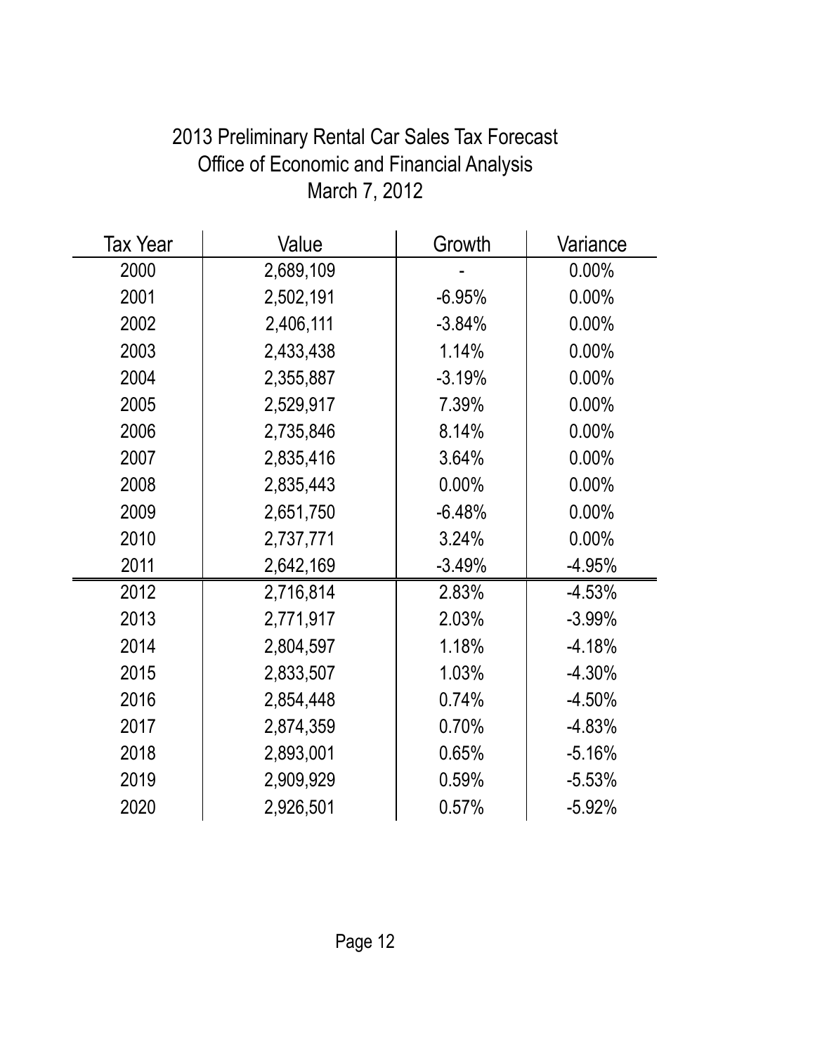# 2013 Preliminary Rental Car Sales Tax Forecast
## Office of Economic and Financial Analysis
## March 7, 2012

| Tax Year | Value | Growth | Variance |
|---|---|---|---|
| 2000 | 2,689,109 | - | 0.00% |
| 2001 | 2,502,191 | -6.95% | 0.00% |
| 2002 | 2,406,111 | -3.84% | 0.00% |
| 2003 | 2,433,438 | 1.14% | 0.00% |
| 2004 | 2,355,887 | -3.19% | 0.00% |
| 2005 | 2,529,917 | 7.39% | 0.00% |
| 2006 | 2,735,846 | 8.14% | 0.00% |
| 2007 | 2,835,416 | 3.64% | 0.00% |
| 2008 | 2,835,443 | 0.00% | 0.00% |
| 2009 | 2,651,750 | -6.48% | 0.00% |
| 2010 | 2,737,771 | 3.24% | 0.00% |
| 2011 | 2,642,169 | -3.49% | -4.95% |
| 2012 | 2,716,814 | 2.83% | -4.53% |
| 2013 | 2,771,917 | 2.03% | -3.99% |
| 2014 | 2,804,597 | 1.18% | -4.18% |
| 2015 | 2,833,507 | 1.03% | -4.30% |
| 2016 | 2,854,448 | 0.74% | -4.50% |
| 2017 | 2,874,359 | 0.70% | -4.83% |
| 2018 | 2,893,001 | 0.65% | -5.16% |
| 2019 | 2,909,929 | 0.59% | -5.53% |
| 2020 | 2,926,501 | 0.57% | -5.92% |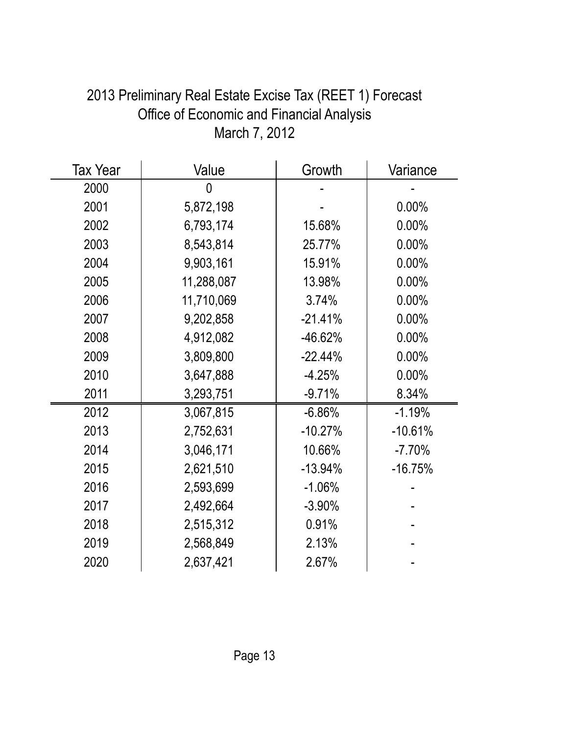# 2013 Preliminary Real Estate Excise Tax (REET 1) Forecast

## Office of Economic and Financial Analysis

### March 7, 2012

| Tax Year | Value | Growth | Variance |
|---|---|---|---|
| 2000 | 0 | - | - |
| 2001 | 5,872,198 | - | 0.00% |
| 2002 | 6,793,174 | 15.68% | 0.00% |
| 2003 | 8,543,814 | 25.77% | 0.00% |
| 2004 | 9,903,161 | 15.91% | 0.00% |
| 2005 | 11,288,087 | 13.98% | 0.00% |
| 2006 | 11,710,069 | 3.74% | 0.00% |
| 2007 | 9,202,858 | -21.41% | 0.00% |
| 2008 | 4,912,082 | -46.62% | 0.00% |
| 2009 | 3,809,800 | -22.44% | 0.00% |
| 2010 | 3,647,888 | -4.25% | 0.00% |
| 2011 | 3,293,751 | -9.71% | 8.34% |
| 2012 | 3,067,815 | -6.86% | -1.19% |
| 2013 | 2,752,631 | -10.27% | -10.61% |
| 2014 | 3,046,171 | 10.66% | -7.70% |
| 2015 | 2,621,510 | -13.94% | -16.75% |
| 2016 | 2,593,699 | -1.06% | - |
| 2017 | 2,492,664 | -3.90% | - |
| 2018 | 2,515,312 | 0.91% | - |
| 2019 | 2,568,849 | 2.13% | - |
| 2020 | 2,637,421 | 2.67% | - |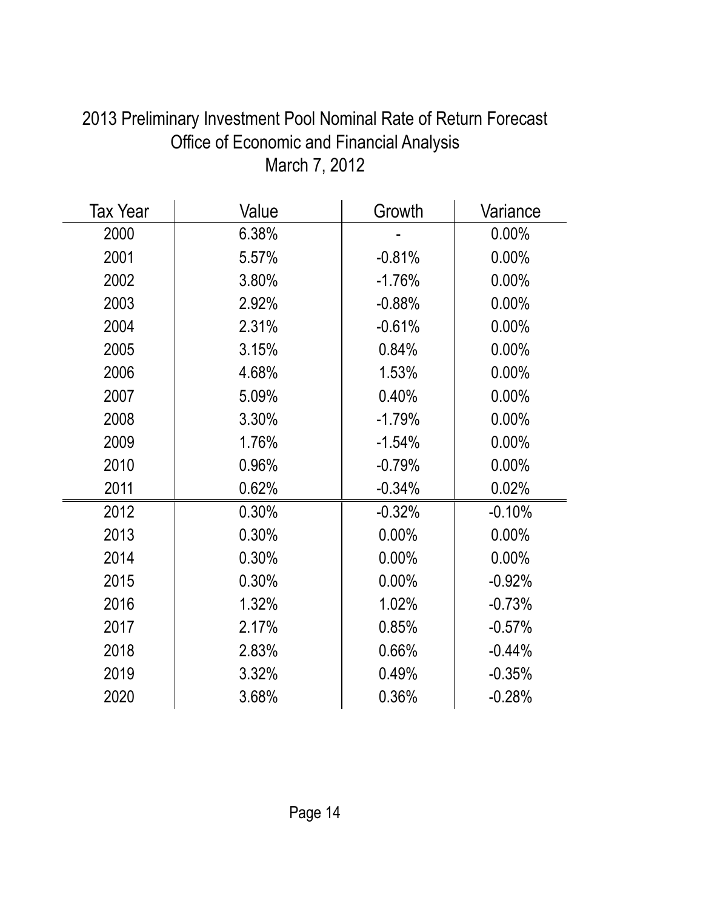# 2013 Preliminary Investment Pool Nominal Rate of Return Forecast

## Office of Economic and Financial Analysis

March 7, 2012

| Tax Year | Value | Growth | Variance |
|---|---|---|---|
| 2000 | 6.38% | - | 0.00% |
| 2001 | 5.57% | -0.81% | 0.00% |
| 2002 | 3.80% | -1.76% | 0.00% |
| 2003 | 2.92% | -0.88% | 0.00% |
| 2004 | 2.31% | -0.61% | 0.00% |
| 2005 | 3.15% | 0.84% | 0.00% |
| 2006 | 4.68% | 1.53% | 0.00% |
| 2007 | 5.09% | 0.40% | 0.00% |
| 2008 | 3.30% | -1.79% | 0.00% |
| 2009 | 1.76% | -1.54% | 0.00% |
| 2010 | 0.96% | -0.79% | 0.00% |
| 2011 | 0.62% | -0.34% | 0.02% |
| 2012 | 0.30% | -0.32% | -0.10% |
| 2013 | 0.30% | 0.00% | 0.00% |
| 2014 | 0.30% | 0.00% | 0.00% |
| 2015 | 0.30% | 0.00% | -0.92% |
| 2016 | 1.32% | 1.02% | -0.73% |
| 2017 | 2.17% | 0.85% | -0.57% |
| 2018 | 2.83% | 0.66% | -0.44% |
| 2019 | 3.32% | 0.49% | -0.35% |
| 2020 | 3.68% | 0.36% | -0.28% |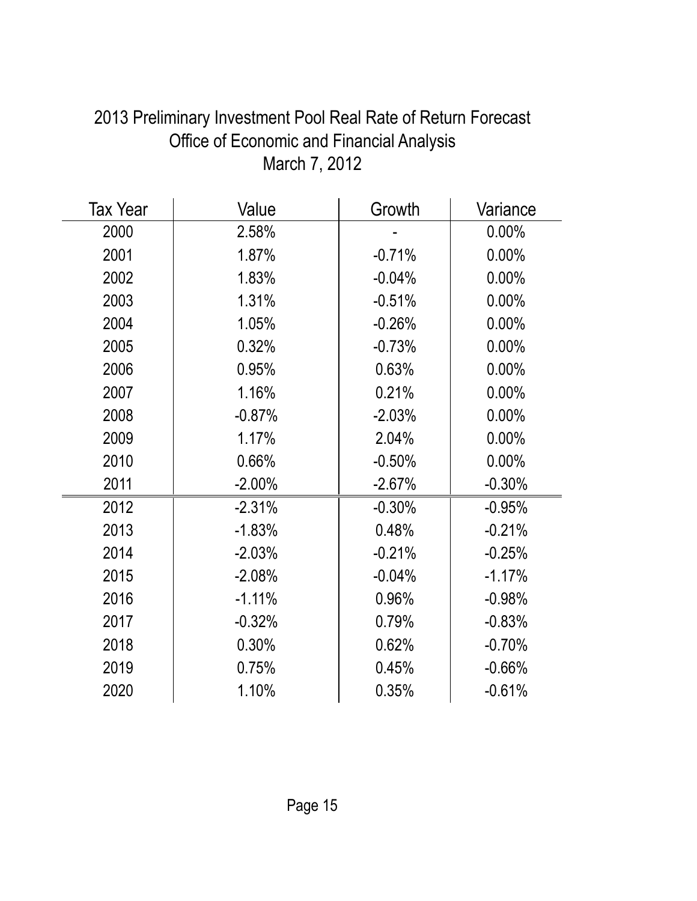# 2013 Preliminary Investment Pool Real Rate of Return Forecast

## Office of Economic and Financial Analysis

## March 7, 2012

| Tax Year | Value | Growth | Variance |
|---|---|---|---|
| 2000 | 2.58% | - | 0.00% |
| 2001 | 1.87% | -0.71% | 0.00% |
| 2002 | 1.83% | -0.04% | 0.00% |
| 2003 | 1.31% | -0.51% | 0.00% |
| 2004 | 1.05% | -0.26% | 0.00% |
| 2005 | 0.32% | -0.73% | 0.00% |
| 2006 | 0.95% | 0.63% | 0.00% |
| 2007 | 1.16% | 0.21% | 0.00% |
| 2008 | -0.87% | -2.03% | 0.00% |
| 2009 | 1.17% | 2.04% | 0.00% |
| 2010 | 0.66% | -0.50% | 0.00% |
| 2011 | -2.00% | -2.67% | -0.30% |
| 2012 | -2.31% | -0.30% | -0.95% |
| 2013 | -1.83% | 0.48% | -0.21% |
| 2014 | -2.03% | -0.21% | -0.25% |
| 2015 | -2.08% | -0.04% | -1.17% |
| 2016 | -1.11% | 0.96% | -0.98% |
| 2017 | -0.32% | 0.79% | -0.83% |
| 2018 | 0.30% | 0.62% | -0.70% |
| 2019 | 0.75% | 0.45% | -0.66% |
| 2020 | 1.10% | 0.35% | -0.61% |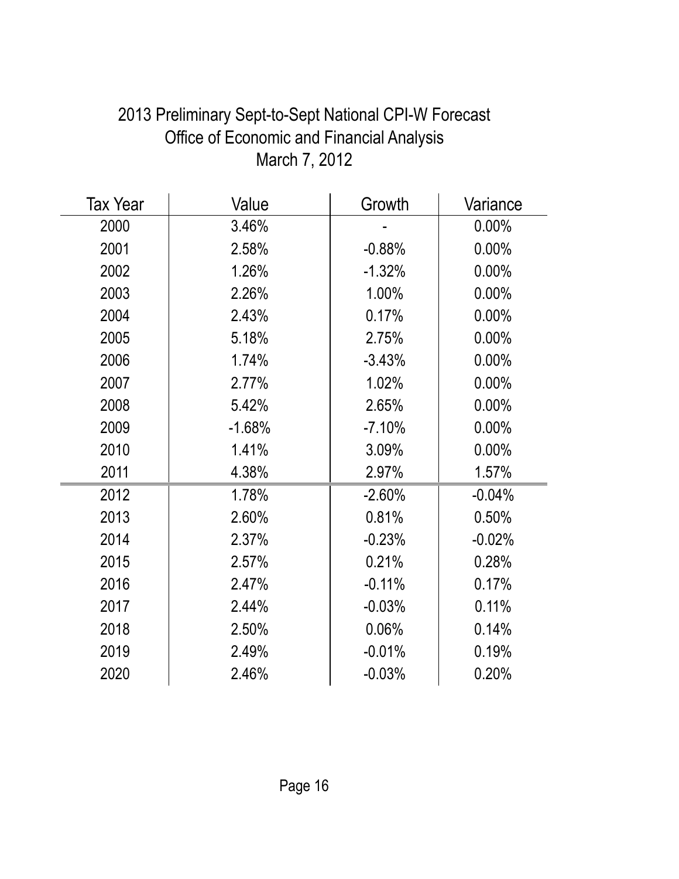# 2013 Preliminary Sept-to-Sept National CPI-W Forecast
## Office of Economic and Financial Analysis
## March 7, 2012

| Tax Year | Value | Growth | Variance |
|---|---|---|---|
| 2000 | 3.46% | - | 0.00% |
| 2001 | 2.58% | -0.88% | 0.00% |
| 2002 | 1.26% | -1.32% | 0.00% |
| 2003 | 2.26% | 1.00% | 0.00% |
| 2004 | 2.43% | 0.17% | 0.00% |
| 2005 | 5.18% | 2.75% | 0.00% |
| 2006 | 1.74% | -3.43% | 0.00% |
| 2007 | 2.77% | 1.02% | 0.00% |
| 2008 | 5.42% | 2.65% | 0.00% |
| 2009 | -1.68% | -7.10% | 0.00% |
| 2010 | 1.41% | 3.09% | 0.00% |
| 2011 | 4.38% | 2.97% | 1.57% |
| 2012 | 1.78% | -2.60% | -0.04% |
| 2013 | 2.60% | 0.81% | 0.50% |
| 2014 | 2.37% | -0.23% | -0.02% |
| 2015 | 2.57% | 0.21% | 0.28% |
| 2016 | 2.47% | -0.11% | 0.17% |
| 2017 | 2.44% | -0.03% | 0.11% |
| 2018 | 2.50% | 0.06% | 0.14% |
| 2019 | 2.49% | -0.01% | 0.19% |
| 2020 | 2.46% | -0.03% | 0.20% |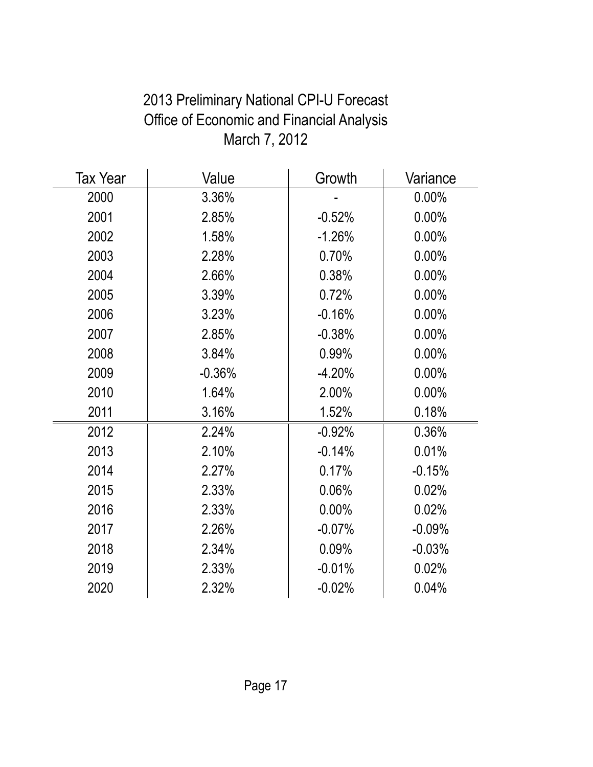# 2013 Preliminary National CPI-U Forecast
## Office of Economic and Financial Analysis
### March 7, 2012

| Tax Year | Value | Growth | Variance |
|---|---|---|---|
| 2000 | 3.36% | - | 0.00% |
| 2001 | 2.85% | -0.52% | 0.00% |
| 2002 | 1.58% | -1.26% | 0.00% |
| 2003 | 2.28% | 0.70% | 0.00% |
| 2004 | 2.66% | 0.38% | 0.00% |
| 2005 | 3.39% | 0.72% | 0.00% |
| 2006 | 3.23% | -0.16% | 0.00% |
| 2007 | 2.85% | -0.38% | 0.00% |
| 2008 | 3.84% | 0.99% | 0.00% |
| 2009 | -0.36% | -4.20% | 0.00% |
| 2010 | 1.64% | 2.00% | 0.00% |
| 2011 | 3.16% | 1.52% | 0.18% |
| 2012 | 2.24% | -0.92% | 0.36% |
| 2013 | 2.10% | -0.14% | 0.01% |
| 2014 | 2.27% | 0.17% | -0.15% |
| 2015 | 2.33% | 0.06% | 0.02% |
| 2016 | 2.33% | 0.00% | 0.02% |
| 2017 | 2.26% | -0.07% | -0.09% |
| 2018 | 2.34% | 0.09% | -0.03% |
| 2019 | 2.33% | -0.01% | 0.02% |
| 2020 | 2.32% | -0.02% | 0.04% |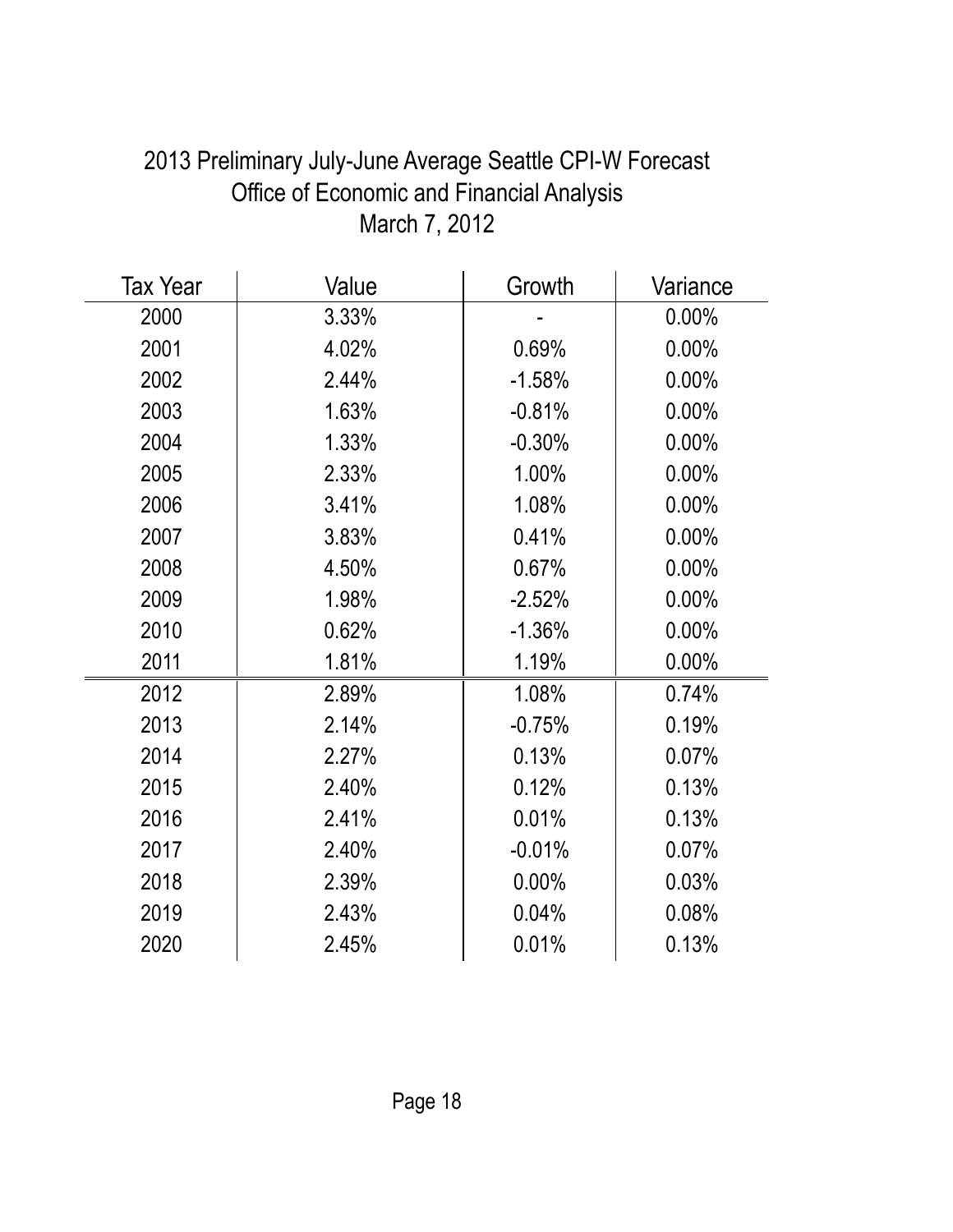# 2013 Preliminary July-June Average Seattle CPI-W Forecast

## Office of Economic and Financial Analysis

## March 7, 2012

| Tax Year | Value | Growth | Variance |
|---|---|---|---|
| 2000 | 3.33% | - | 0.00% |
| 2001 | 4.02% | 0.69% | 0.00% |
| 2002 | 2.44% | -1.58% | 0.00% |
| 2003 | 1.63% | -0.81% | 0.00% |
| 2004 | 1.33% | -0.30% | 0.00% |
| 2005 | 2.33% | 1.00% | 0.00% |
| 2006 | 3.41% | 1.08% | 0.00% |
| 2007 | 3.83% | 0.41% | 0.00% |
| 2008 | 4.50% | 0.67% | 0.00% |
| 2009 | 1.98% | -2.52% | 0.00% |
| 2010 | 0.62% | -1.36% | 0.00% |
| 2011 | 1.81% | 1.19% | 0.00% |
| 2012 | 2.89% | 1.08% | 0.74% |
| 2013 | 2.14% | -0.75% | 0.19% |
| 2014 | 2.27% | 0.13% | 0.07% |
| 2015 | 2.40% | 0.12% | 0.13% |
| 2016 | 2.41% | 0.01% | 0.13% |
| 2017 | 2.40% | -0.01% | 0.07% |
| 2018 | 2.39% | 0.00% | 0.03% |
| 2019 | 2.43% | 0.04% | 0.08% |
| 2020 | 2.45% | 0.01% | 0.13% |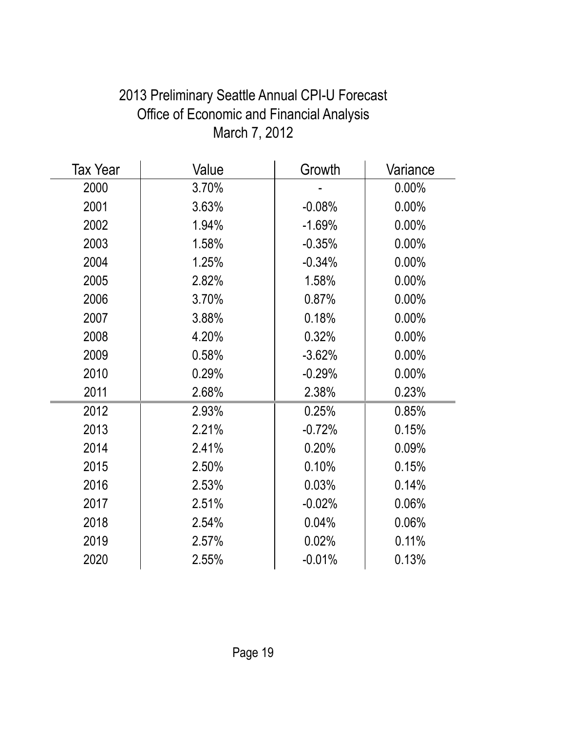# 2013 Preliminary Seattle Annual CPI-U Forecast

## Office of Economic and Financial Analysis

## March 7, 2012

| Tax Year | Value | Growth | Variance |
|---|---|---|---|
| 2000 | 3.70% | - | 0.00% |
| 2001 | 3.63% | -0.08% | 0.00% |
| 2002 | 1.94% | -1.69% | 0.00% |
| 2003 | 1.58% | -0.35% | 0.00% |
| 2004 | 1.25% | -0.34% | 0.00% |
| 2005 | 2.82% | 1.58% | 0.00% |
| 2006 | 3.70% | 0.87% | 0.00% |
| 2007 | 3.88% | 0.18% | 0.00% |
| 2008 | 4.20% | 0.32% | 0.00% |
| 2009 | 0.58% | -3.62% | 0.00% |
| 2010 | 0.29% | -0.29% | 0.00% |
| 2011 | 2.68% | 2.38% | 0.23% |
| 2012 | 2.93% | 0.25% | 0.85% |
| 2013 | 2.21% | -0.72% | 0.15% |
| 2014 | 2.41% | 0.20% | 0.09% |
| 2015 | 2.50% | 0.10% | 0.15% |
| 2016 | 2.53% | 0.03% | 0.14% |
| 2017 | 2.51% | -0.02% | 0.06% |
| 2018 | 2.54% | 0.04% | 0.06% |
| 2019 | 2.57% | 0.02% | 0.11% |
| 2020 | 2.55% | -0.01% | 0.13% |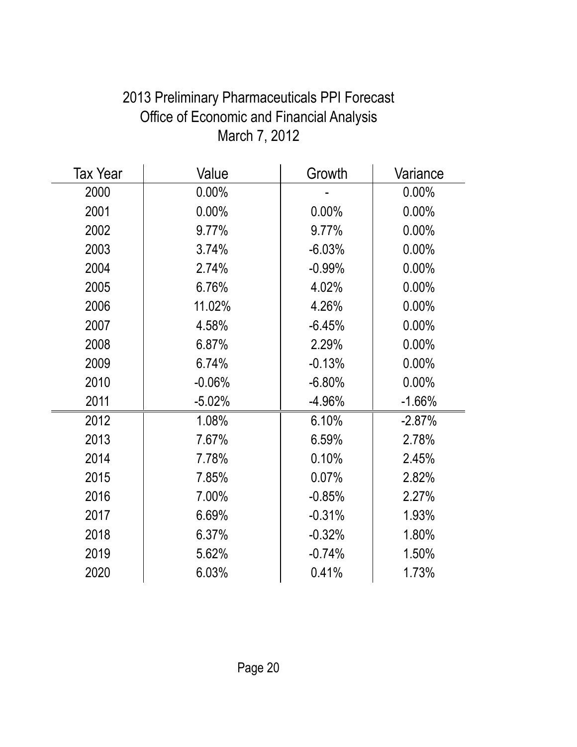# 2013 Preliminary Pharmaceuticals PPI Forecast

## Office of Economic and Financial Analysis

### March 7, 2012

| Tax Year | Value | Growth | Variance |
|---|---|---|---|
| 2000 | 0.00% | - | 0.00% |
| 2001 | 0.00% | 0.00% | 0.00% |
| 2002 | 9.77% | 9.77% | 0.00% |
| 2003 | 3.74% | -6.03% | 0.00% |
| 2004 | 2.74% | -0.99% | 0.00% |
| 2005 | 6.76% | 4.02% | 0.00% |
| 2006 | 11.02% | 4.26% | 0.00% |
| 2007 | 4.58% | -6.45% | 0.00% |
| 2008 | 6.87% | 2.29% | 0.00% |
| 2009 | 6.74% | -0.13% | 0.00% |
| 2010 | -0.06% | -6.80% | 0.00% |
| 2011 | -5.02% | -4.96% | -1.66% |
| 2012 | 1.08% | 6.10% | -2.87% |
| 2013 | 7.67% | 6.59% | 2.78% |
| 2014 | 7.78% | 0.10% | 2.45% |
| 2015 | 7.85% | 0.07% | 2.82% |
| 2016 | 7.00% | -0.85% | 2.27% |
| 2017 | 6.69% | -0.31% | 1.93% |
| 2018 | 6.37% | -0.32% | 1.80% |
| 2019 | 5.62% | -0.74% | 1.50% |
| 2020 | 6.03% | 0.41% | 1.73% |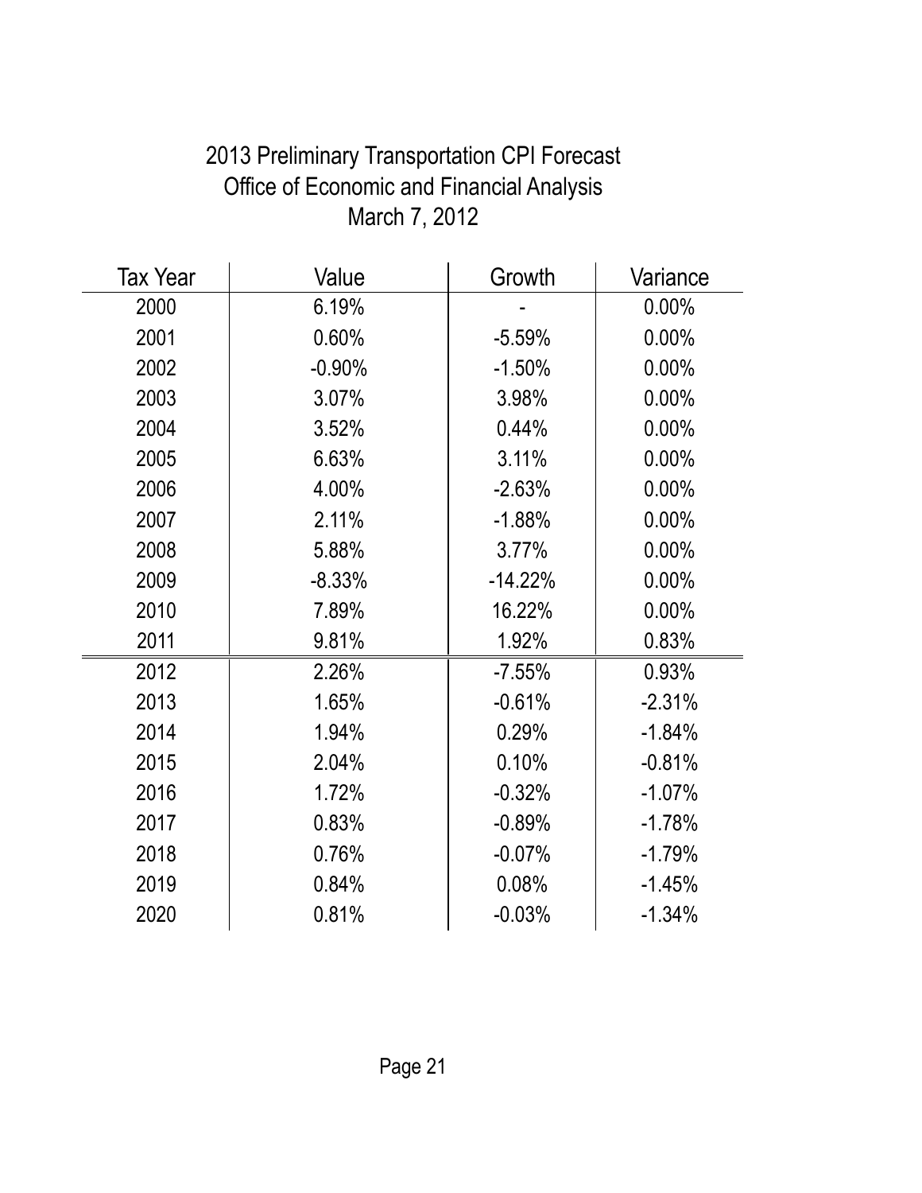# 2013 Preliminary Transportation CPI Forecast

## Office of Economic and Financial Analysis

### March 7, 2012

| Tax Year | Value | Growth | Variance |
|---|---|---|---|
| 2000 | 6.19% | - | 0.00% |
| 2001 | 0.60% | -5.59% | 0.00% |
| 2002 | -0.90% | -1.50% | 0.00% |
| 2003 | 3.07% | 3.98% | 0.00% |
| 2004 | 3.52% | 0.44% | 0.00% |
| 2005 | 6.63% | 3.11% | 0.00% |
| 2006 | 4.00% | -2.63% | 0.00% |
| 2007 | 2.11% | -1.88% | 0.00% |
| 2008 | 5.88% | 3.77% | 0.00% |
| 2009 | -8.33% | -14.22% | 0.00% |
| 2010 | 7.89% | 16.22% | 0.00% |
| 2011 | 9.81% | 1.92% | 0.83% |
| 2012 | 2.26% | -7.55% | 0.93% |
| 2013 | 1.65% | -0.61% | -2.31% |
| 2014 | 1.94% | 0.29% | -1.84% |
| 2015 | 2.04% | 0.10% | -0.81% |
| 2016 | 1.72% | -0.32% | -1.07% |
| 2017 | 0.83% | -0.89% | -1.78% |
| 2018 | 0.76% | -0.07% | -1.79% |
| 2019 | 0.84% | 0.08% | -1.45% |
| 2020 | 0.81% | -0.03% | -1.34% |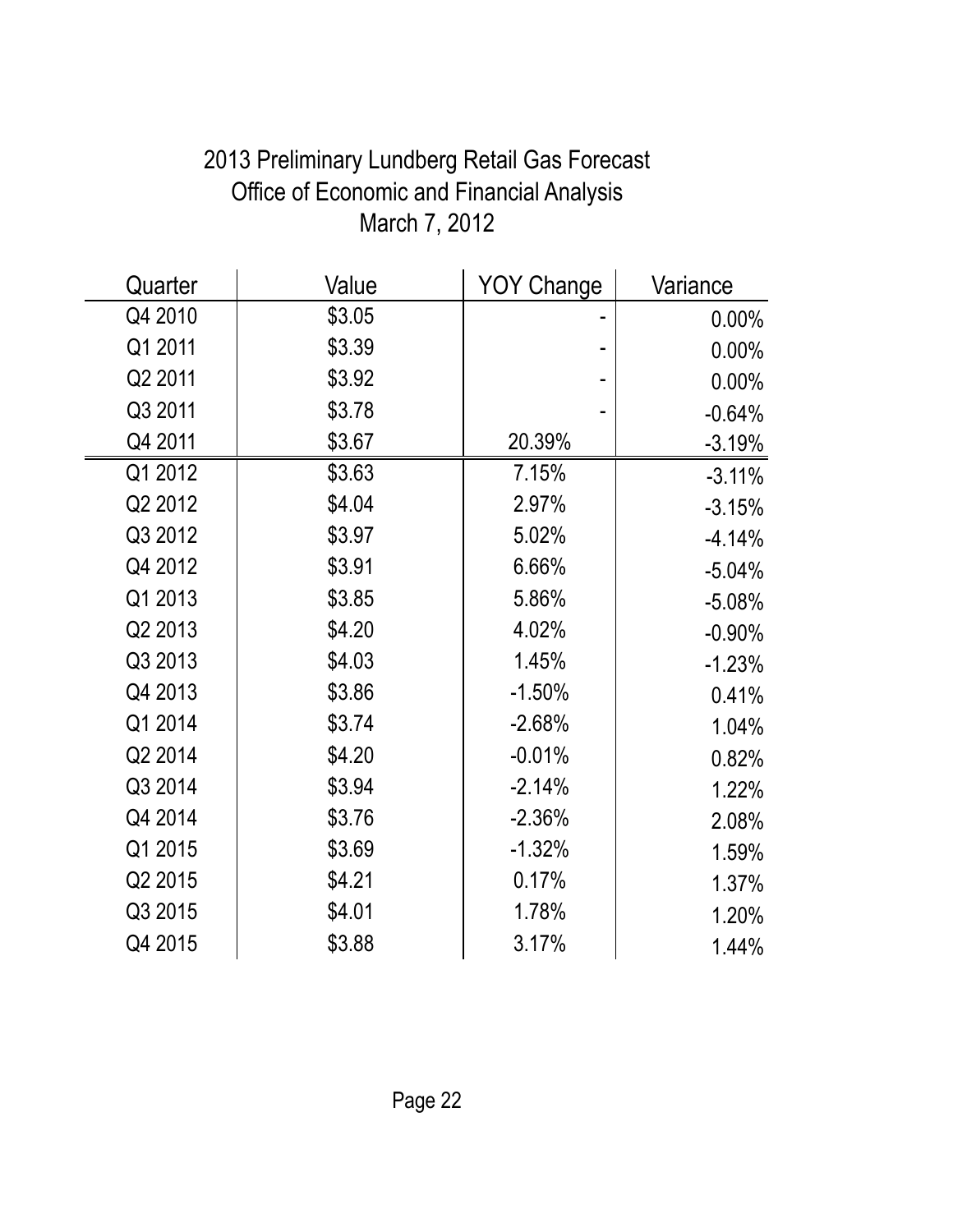# 2013 Preliminary Lundberg Retail Gas Forecast
## Office of Economic and Financial Analysis
### March 7, 2012

| Quarter | Value | YOY Change | Variance |
|---|---|---|---|
| Q4 2010 | $3.05 | - | 0.00% |
| Q1 2011 | $3.39 | - | 0.00% |
| Q2 2011 | $3.92 | - | 0.00% |
| Q3 2011 | $3.78 | - | -0.64% |
| Q4 2011 | $3.67 | 20.39% | -3.19% |
| Q1 2012 | $3.63 | 7.15% | -3.11% |
| Q2 2012 | $4.04 | 2.97% | -3.15% |
| Q3 2012 | $3.97 | 5.02% | -4.14% |
| Q4 2012 | $3.91 | 6.66% | -5.04% |
| Q1 2013 | $3.85 | 5.86% | -5.08% |
| Q2 2013 | $4.20 | 4.02% | -0.90% |
| Q3 2013 | $4.03 | 1.45% | -1.23% |
| Q4 2013 | $3.86 | -1.50% | 0.41% |
| Q1 2014 | $3.74 | -2.68% | 1.04% |
| Q2 2014 | $4.20 | -0.01% | 0.82% |
| Q3 2014 | $3.94 | -2.14% | 1.22% |
| Q4 2014 | $3.76 | -2.36% | 2.08% |
| Q1 2015 | $3.69 | -1.32% | 1.59% |
| Q2 2015 | $4.21 | 0.17% | 1.37% |
| Q3 2015 | $4.01 | 1.78% | 1.20% |
| Q4 2015 | $3.88 | 3.17% | 1.44% |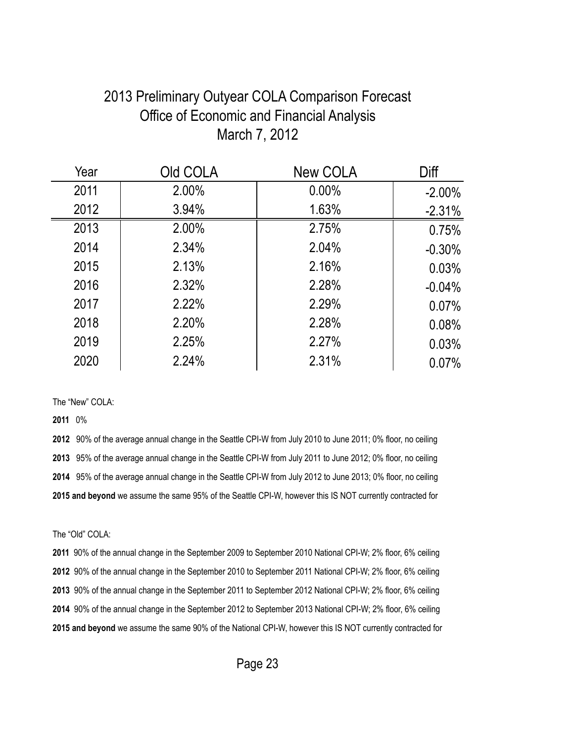# 2013 Preliminary Outyear COLA Comparison Forecast

## Office of Economic and Financial Analysis

## March 7, 2012

| Year | Old COLA | New COLA | Diff |
|---|---|---|---|
| 2011 | 2.00% | 0.00% | -2.00% |
| 2012 | 3.94% | 1.63% | -2.31% |
| 2013 | 2.00% | 2.75% | 0.75% |
| 2014 | 2.34% | 2.04% | -0.30% |
| 2015 | 2.13% | 2.16% | 0.03% |
| 2016 | 2.32% | 2.28% | -0.04% |
| 2017 | 2.22% | 2.29% | 0.07% |
| 2018 | 2.20% | 2.28% | 0.08% |
| 2019 | 2.25% | 2.27% | 0.03% |
| 2020 | 2.24% | 2.31% | 0.07% |

The "New" COLA:

**2011** 0%

**2012** 90% of the average annual change in the Seattle CPI-W from July 2010 to June 2011; 0% floor, no ceiling

**2013** 95% of the average annual change in the Seattle CPI-W from July 2011 to June 2012; 0% floor, no ceiling

**2014** 95% of the average annual change in the Seattle CPI-W from July 2012 to June 2013; 0% floor, no ceiling

**2015 and beyond** we assume the same 95% of the Seattle CPI-W, however this IS NOT currently contracted for

The "Old" COLA:

**2011** 90% of the annual change in the September 2009 to September 2010 National CPI-W; 2% floor, 6% ceiling

**2012** 90% of the annual change in the September 2010 to September 2011 National CPI-W; 2% floor, 6% ceiling

**2013** 90% of the annual change in the September 2011 to September 2012 National CPI-W; 2% floor, 6% ceiling

**2014** 90% of the annual change in the September 2012 to September 2013 National CPI-W; 2% floor, 6% ceiling

**2015 and beyond** we assume the same 90% of the National CPI-W, however this IS NOT currently contracted for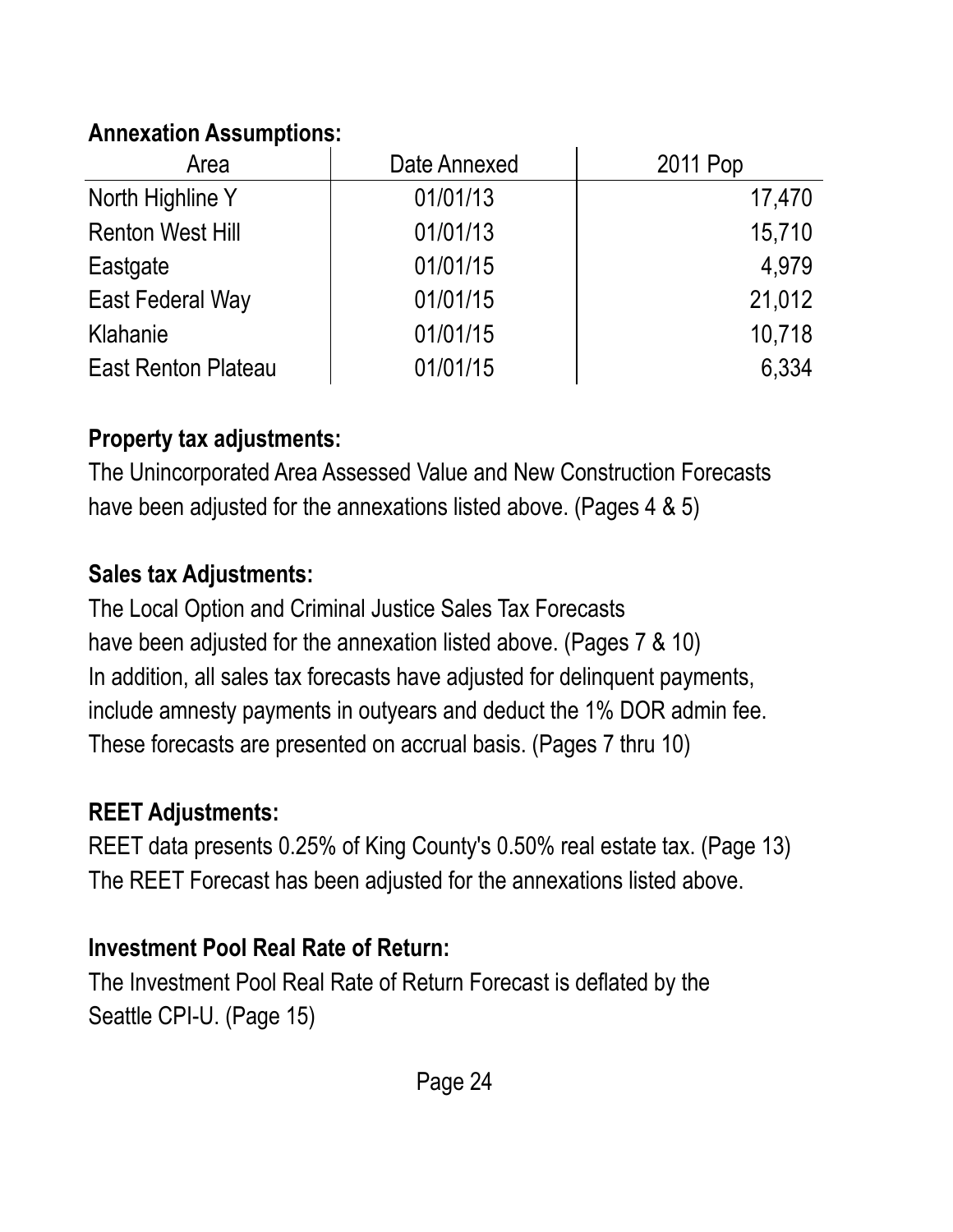**Annexation Assumptions:**

| Area | Date Annexed | 2011 Pop |
|---|---|---|
| North Highline Y | 01/01/13 | 17,470 |
| Renton West Hill | 01/01/13 | 15,710 |
| Eastgate | 01/01/15 | 4,979 |
| East Federal Way | 01/01/15 | 21,012 |
| Klahanie | 01/01/15 | 10,718 |
| East Renton Plateau | 01/01/15 | 6,334 |

**Property tax adjustments:**

The Unincorporated Area Assessed Value and New Construction Forecasts have been adjusted for the annexations listed above. (Pages 4 & 5)

**Sales tax Adjustments:**

The Local Option and Criminal Justice Sales Tax Forecasts have been adjusted for the annexation listed above. (Pages 7 & 10)
In addition, all sales tax forecasts have adjusted for delinquent payments, include amnesty payments in outyears and deduct the 1% DOR admin fee.
These forecasts are presented on accrual basis. (Pages 7 thru 10)

**REET Adjustments:**

REET data presents 0.25% of King County's 0.50% real estate tax. (Page 13)
The REET Forecast has been adjusted for the annexations listed above.

**Investment Pool Real Rate of Return:**

The Investment Pool Real Rate of Return Forecast is deflated by the Seattle CPI-U. (Page 15)